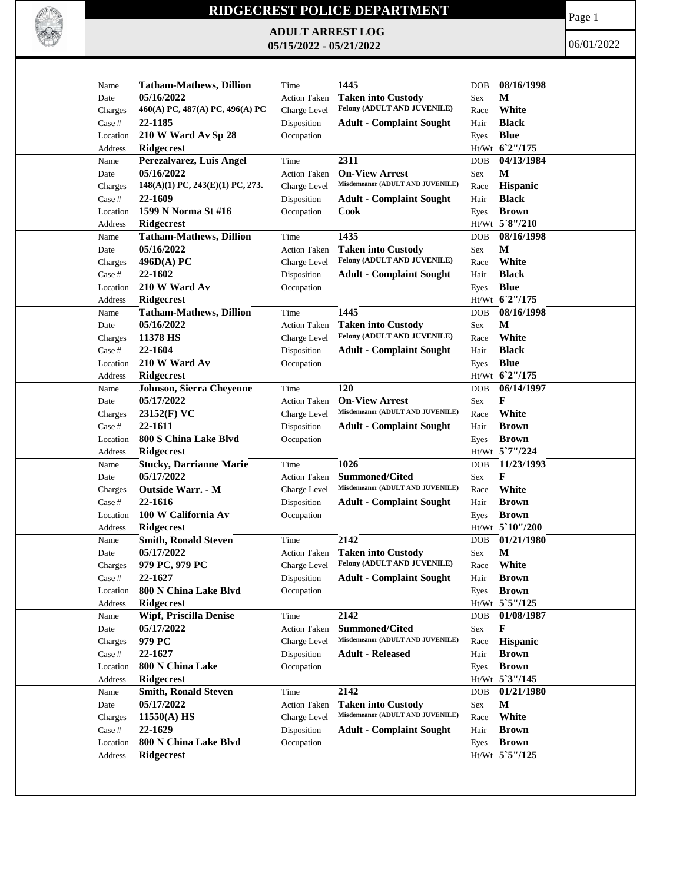# RIDGECREST POLICE DEPARTMENT

## ADULT ARREST LOG
## 05/15/2022 - 05/21/2022

06/01/2022

| Name | Tatham-Mathews, Dillion | Time | 1445 | DOB | 08/16/1998 |
|---|---|---|---|---|---|
| Date | 05/16/2022 | Action Taken | Taken into Custody | Sex | M |
| Charges | 460(A) PC, 487(A) PC, 496(A) PC | Charge Level | Felony (ADULT AND JUVENILE) | Race | White |
| Case # | 22-1185 | Disposition | Adult - Complaint Sought | Hair | Black |
| Location | 210 W Ward Av Sp 28 | Occupation | | Eyes | Blue |
| Address | Ridgecrest | | | Ht/Wt | 6`2"/175 |

| Name | Perezalvarez, Luis Angel | Time | 2311 | DOB | 04/13/1984 |
|---|---|---|---|---|---|
| Date | 05/16/2022 | Action Taken | On-View Arrest | Sex | M |
| Charges | 148(A)(1) PC, 243(E)(1) PC, 273. | Charge Level | Misdemeanor (ADULT AND JUVENILE) | Race | Hispanic |
| Case # | 22-1609 | Disposition | Adult - Complaint Sought | Hair | Black |
| Location | 1599 N Norma St #16 | Occupation | Cook | Eyes | Brown |
| Address | Ridgecrest | | | Ht/Wt | 5`8"/210 |

| Name | Tatham-Mathews, Dillion | Time | 1435 | DOB | 08/16/1998 |
|---|---|---|---|---|---|
| Date | 05/16/2022 | Action Taken | Taken into Custody | Sex | M |
| Charges | 496D(A) PC | Charge Level | Felony (ADULT AND JUVENILE) | Race | White |
| Case # | 22-1602 | Disposition | Adult - Complaint Sought | Hair | Black |
| Location | 210 W Ward Av | Occupation | | Eyes | Blue |
| Address | Ridgecrest | | | Ht/Wt | 6`2"/175 |

| Name | Tatham-Mathews, Dillion | Time | 1445 | DOB | 08/16/1998 |
|---|---|---|---|---|---|
| Date | 05/16/2022 | Action Taken | Taken into Custody | Sex | M |
| Charges | 11378 HS | Charge Level | Felony (ADULT AND JUVENILE) | Race | White |
| Case # | 22-1604 | Disposition | Adult - Complaint Sought | Hair | Black |
| Location | 210 W Ward Av | Occupation | | Eyes | Blue |
| Address | Ridgecrest | | | Ht/Wt | 6`2"/175 |

| Name | Johnson, Sierra Cheyenne | Time | 120 | DOB | 06/14/1997 |
|---|---|---|---|---|---|
| Date | 05/17/2022 | Action Taken | On-View Arrest | Sex | F |
| Charges | 23152(F) VC | Charge Level | Misdemeanor (ADULT AND JUVENILE) | Race | White |
| Case # | 22-1611 | Disposition | Adult - Complaint Sought | Hair | Brown |
| Location | 800 S China Lake Blvd | Occupation | | Eyes | Brown |
| Address | Ridgecrest | | | Ht/Wt | 5`7"/224 |

| Name | Stucky, Darrianne Marie | Time | 1026 | DOB | 11/23/1993 |
|---|---|---|---|---|---|
| Date | 05/17/2022 | Action Taken | Summoned/Cited | Sex | F |
| Charges | Outside Warr. - M | Charge Level | Misdemeanor (ADULT AND JUVENILE) | Race | White |
| Case # | 22-1616 | Disposition | Adult - Complaint Sought | Hair | Brown |
| Location | 100 W California Av | Occupation | | Eyes | Brown |
| Address | Ridgecrest | | | Ht/Wt | 5`10"/200 |

| Name | Smith, Ronald Steven | Time | 2142 | DOB | 01/21/1980 |
|---|---|---|---|---|---|
| Date | 05/17/2022 | Action Taken | Taken into Custody | Sex | M |
| Charges | 979 PC, 979 PC | Charge Level | Felony (ADULT AND JUVENILE) | Race | White |
| Case # | 22-1627 | Disposition | Adult - Complaint Sought | Hair | Brown |
| Location | 800 N China Lake Blvd | Occupation | | Eyes | Brown |
| Address | Ridgecrest | | | Ht/Wt | 5`5"/125 |

| Name | Wipf, Priscilla Denise | Time | 2142 | DOB | 01/08/1987 |
|---|---|---|---|---|---|
| Date | 05/17/2022 | Action Taken | Summoned/Cited | Sex | F |
| Charges | 979 PC | Charge Level | Misdemeanor (ADULT AND JUVENILE) | Race | Hispanic |
| Case # | 22-1627 | Disposition | Adult - Released | Hair | Brown |
| Location | 800 N China Lake | Occupation | | Eyes | Brown |
| Address | Ridgecrest | | | Ht/Wt | 5`3"/145 |

| Name | Smith, Ronald Steven | Time | 2142 | DOB | 01/21/1980 |
|---|---|---|---|---|---|
| Date | 05/17/2022 | Action Taken | Taken into Custody | Sex | M |
| Charges | 11550(A) HS | Charge Level | Misdemeanor (ADULT AND JUVENILE) | Race | White |
| Case # | 22-1629 | Disposition | Adult - Complaint Sought | Hair | Brown |
| Location | 800 N China Lake Blvd | Occupation | | Eyes | Brown |
| Address | Ridgecrest | | | Ht/Wt | 5`5"/125 |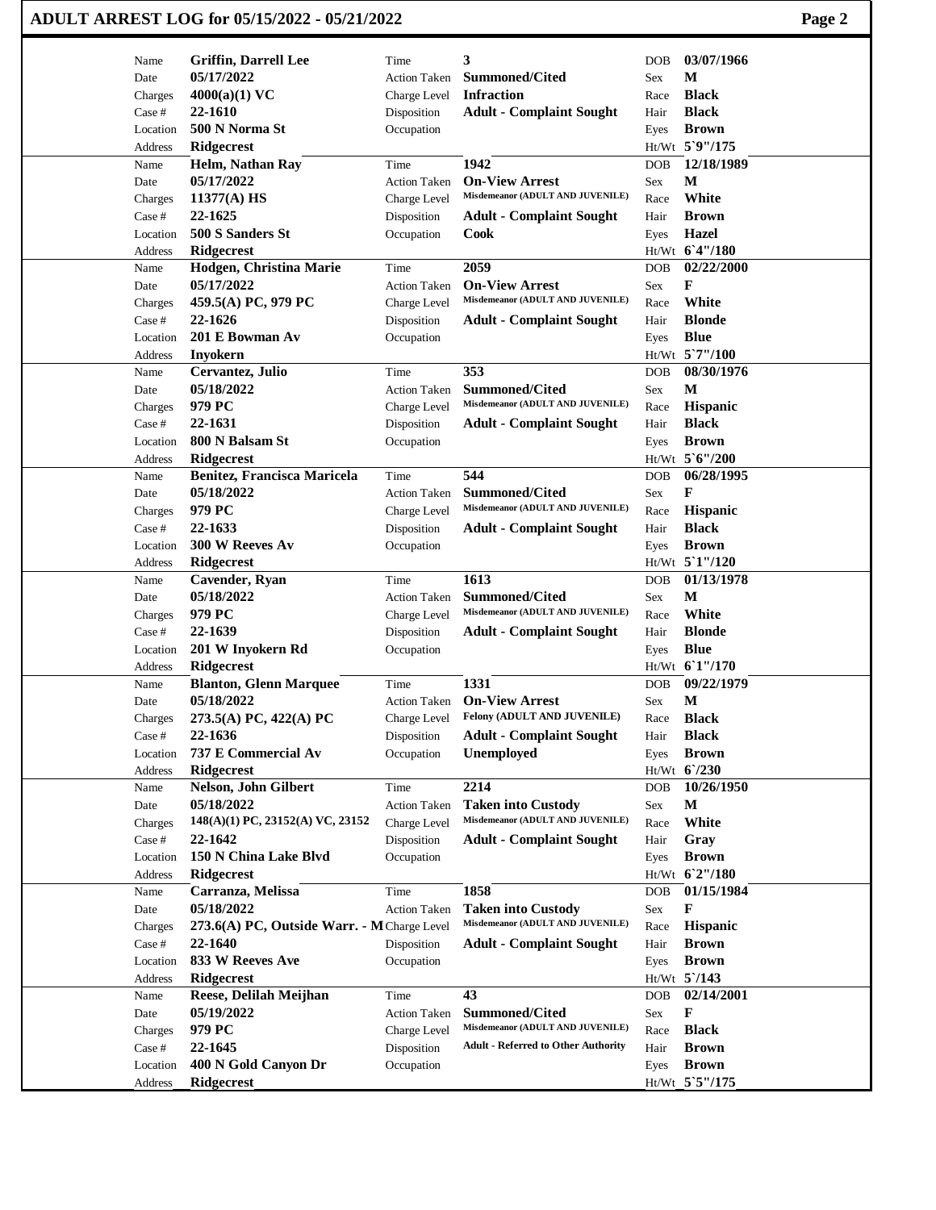# ADULT ARREST LOG for 05/15/2022 - 05/21/2022

| Name | Date | Charges | Case # | Location | Address | Time | Action Taken | Charge Level | Disposition | Occupation | DOB | Sex | Race | Hair | Eyes | Ht/Wt |
|---|---|---|---|---|---|---|---|---|---|---|---|---|---|---|---|---|
| Griffin, Darrell Lee | 05/17/2022 | 4000(a)(1) VC | 22-1610 | 500 N Norma St | Ridgecrest | 3 | Summoned/Cited | Infraction | Adult - Complaint Sought | | 03/07/1966 | M | Black | Black | Brown | 5`9"/175 |
| Helm, Nathan Ray | 05/17/2022 | 11377(A) HS | 22-1625 | 500 S Sanders St | Ridgecrest | 1942 | On-View Arrest | Misdemeanor (ADULT AND JUVENILE) | Adult - Complaint Sought | Cook | 12/18/1989 | M | White | Brown | Hazel | 6`4"/180 |
| Hodgen, Christina Marie | 05/17/2022 | 459.5(A) PC, 979 PC | 22-1626 | 201 E Bowman Av | Inyokern | 2059 | On-View Arrest | Misdemeanor (ADULT AND JUVENILE) | Adult - Complaint Sought | | 02/22/2000 | F | White | Blonde | Blue | 5`7"/100 |
| Cervantez, Julio | 05/18/2022 | 979 PC | 22-1631 | 800 N Balsam St | Ridgecrest | 353 | Summoned/Cited | Misdemeanor (ADULT AND JUVENILE) | Adult - Complaint Sought | | 08/30/1976 | M | Hispanic | Black | Brown | 5`6"/200 |
| Benitez, Francisca Maricela | 05/18/2022 | 979 PC | 22-1633 | 300 W Reeves Av | Ridgecrest | 544 | Summoned/Cited | Misdemeanor (ADULT AND JUVENILE) | Adult - Complaint Sought | | 06/28/1995 | F | Hispanic | Black | Brown | 5`1"/120 |
| Cavender, Ryan | 05/18/2022 | 979 PC | 22-1639 | 201 W Inyokern Rd | Ridgecrest | 1613 | Summoned/Cited | Misdemeanor (ADULT AND JUVENILE) | Adult - Complaint Sought | | 01/13/1978 | M | White | Blonde | Blue | 6`1"/170 |
| Blanton, Glenn Marquee | 05/18/2022 | 273.5(A) PC, 422(A) PC | 22-1636 | 737 E Commercial Av | Ridgecrest | 1331 | On-View Arrest | Felony (ADULT AND JUVENILE) | Adult - Complaint Sought | Unemployed | 09/22/1979 | M | Black | Black | Brown | 6`/230 |
| Nelson, John Gilbert | 05/18/2022 | 148(A)(1) PC, 23152(A) VC, 23152 | 22-1642 | 150 N China Lake Blvd | Ridgecrest | 2214 | Taken into Custody | Misdemeanor (ADULT AND JUVENILE) | Adult - Complaint Sought | | 10/26/1950 | M | White | Gray | Brown | 6`2"/180 |
| Carranza, Melissa | 05/18/2022 | 273.6(A) PC, Outside Warr. - M | 22-1640 | 833 W Reeves Ave | Ridgecrest | 1858 | Taken into Custody | Misdemeanor (ADULT AND JUVENILE) | Adult - Complaint Sought | | 01/15/1984 | F | Hispanic | Brown | Brown | 5`/143 |
| Reese, Delilah Meijhan | 05/19/2022 | 979 PC | 22-1645 | 400 N Gold Canyon Dr | Ridgecrest | 43 | Summoned/Cited | Misdemeanor (ADULT AND JUVENILE) | Adult - Referred to Other Authority | | 02/14/2001 | F | Black | Brown | Brown | 5`5"/175 |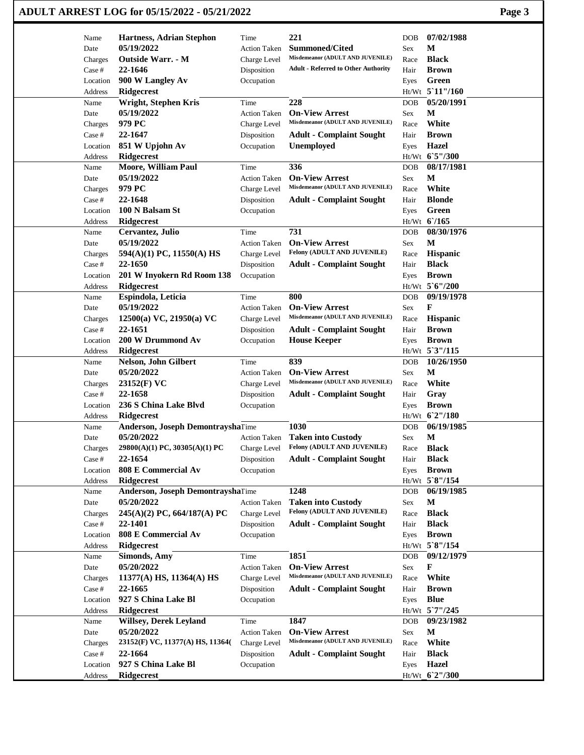# ADULT ARREST LOG for 05/15/2022 - 05/21/2022

| Name | Date | Charges | Case # | Location | Address | Time | Action Taken | Charge Level | Disposition | Occupation | DOB | Sex | Race | Hair | Eyes | Ht/Wt |
|---|---|---|---|---|---|---|---|---|---|---|---|---|---|---|---|---|
| Hartness, Adrian Stephon | 05/19/2022 | Outside Warr. - M | 22-1646 | 900 W Langley Av | Ridgecrest | 221 | Summoned/Cited | Misdemeanor (ADULT AND JUVENILE) | Adult - Referred to Other Authority | | 07/02/1988 | M | Black | Brown | Green | 5`11"/160 |
| Wright, Stephen Kris | 05/19/2022 | 979 PC | 22-1647 | 851 W Upjohn Av | Ridgecrest | 228 | On-View Arrest | Misdemeanor (ADULT AND JUVENILE) | Adult - Complaint Sought | Unemployed | 05/20/1991 | M | White | Brown | Hazel | 6`5"/300 |
| Moore, William Paul | 05/19/2022 | 979 PC | 22-1648 | 100 N Balsam St | Ridgecrest | 336 | On-View Arrest | Misdemeanor (ADULT AND JUVENILE) | Adult - Complaint Sought | | 08/17/1981 | M | White | Blonde | Green | 6`/165 |
| Cervantez, Julio | 05/19/2022 | 594(A)(1) PC, 11550(A) HS | 22-1650 | 201 W Inyokern Rd Room 138 | Ridgecrest | 731 | On-View Arrest | Felony (ADULT AND JUVENILE) | Adult - Complaint Sought | | 08/30/1976 | M | Hispanic | Black | Brown | 5`6"/200 |
| Espindola, Leticia | 05/19/2022 | 12500(a) VC, 21950(a) VC | 22-1651 | 200 W Drummond Av | Ridgecrest | 800 | On-View Arrest | Misdemeanor (ADULT AND JUVENILE) | Adult - Complaint Sought | House Keeper | 09/19/1978 | F | Hispanic | Brown | Brown | 5`3"/115 |
| Nelson, John Gilbert | 05/20/2022 | 23152(F) VC | 22-1658 | 236 S China Lake Blvd | Ridgecrest | 839 | On-View Arrest | Misdemeanor (ADULT AND JUVENILE) | Adult - Complaint Sought | | 10/26/1950 | M | White | Gray | Brown | 6`2"/180 |
| Anderson, Joseph Demontraysha | 05/20/2022 | 29800(A)(1) PC, 30305(A)(1) PC | 22-1654 | 808 E Commercial Av | Ridgecrest | 1030 | Taken into Custody | Felony (ADULT AND JUVENILE) | Adult - Complaint Sought | | 06/19/1985 | M | Black | Black | Brown | 5`8"/154 |
| Anderson, Joseph Demontraysha | 05/20/2022 | 245(A)(2) PC, 664/187(A) PC | 22-1401 | 808 E Commercial Av | Ridgecrest | 1248 | Taken into Custody | Felony (ADULT AND JUVENILE) | Adult - Complaint Sought | | 06/19/1985 | M | Black | Black | Brown | 5`8"/154 |
| Simonds, Amy | 05/20/2022 | 11377(A) HS, 11364(A) HS | 22-1665 | 927 S China Lake Bl | Ridgecrest | 1851 | On-View Arrest | Misdemeanor (ADULT AND JUVENILE) | Adult - Complaint Sought | | 09/12/1979 | F | White | Brown | Blue | 5`7"/245 |
| Willsey, Derek Leyland | 05/20/2022 | 23152(F) VC, 11377(A) HS, 11364( | 22-1664 | 927 S China Lake Bl | Ridgecrest | 1847 | On-View Arrest | Misdemeanor (ADULT AND JUVENILE) | Adult - Complaint Sought | | 09/23/1982 | M | White | Black | Hazel | 6`2"/300 |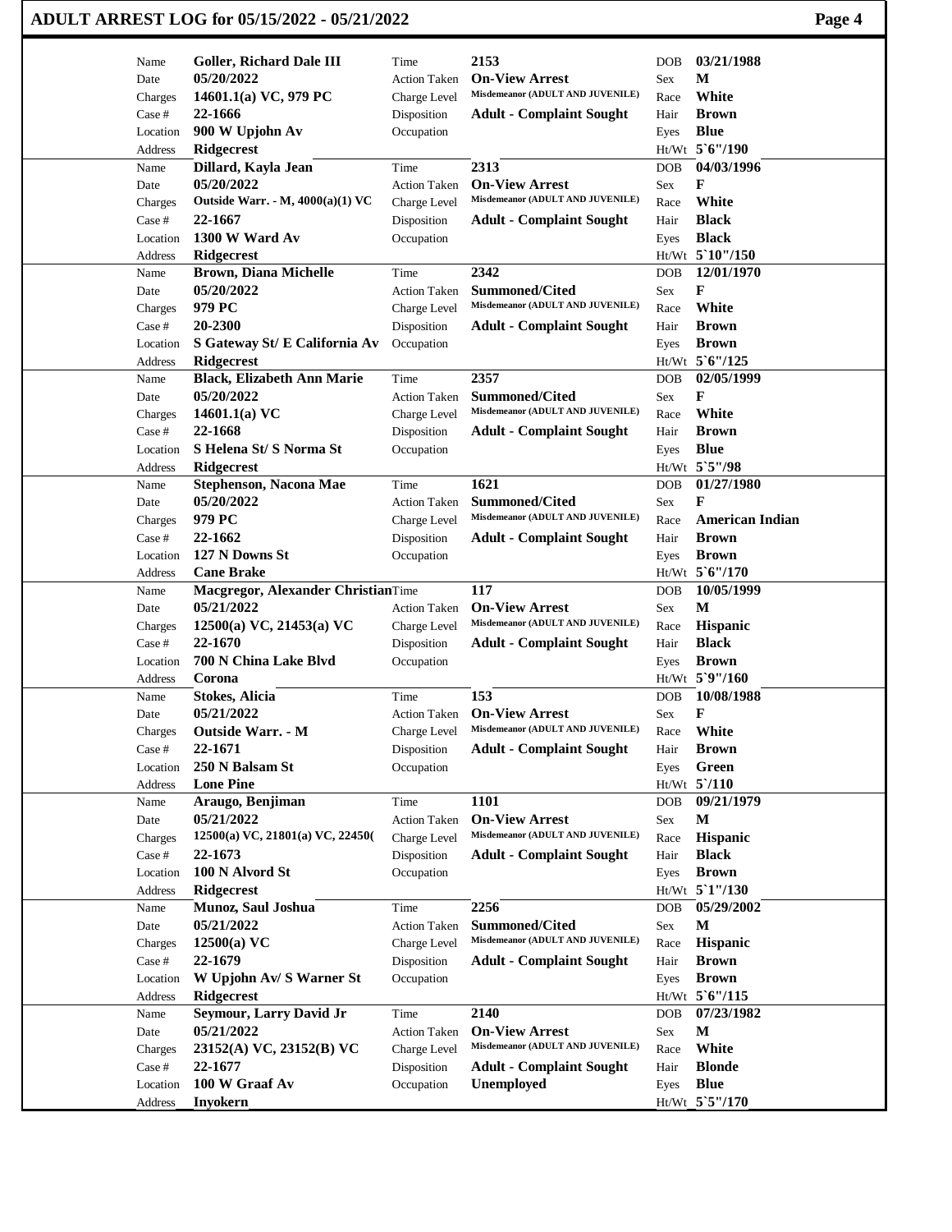# ADULT ARREST LOG for 05/15/2022 - 05/21/2022

| Name | Date | Charges | Case # | Location | Address | Time | Action Taken | Charge Level | Disposition | Occupation | DOB | Sex | Race | Hair | Eyes | Ht/Wt |
|---|---|---|---|---|---|---|---|---|---|---|---|---|---|---|---|---|
| Goller, Richard Dale III | 05/20/2022 | 14601.1(a) VC, 979 PC | 22-1666 | 900 W Upjohn Av | Ridgecrest | 2153 | On-View Arrest | Misdemeanor (ADULT AND JUVENILE) | Adult - Complaint Sought | | 03/21/1988 | M | White | Brown | Blue | 5`6"/190 |
| Dillard, Kayla Jean | 05/20/2022 | Outside Warr. - M, 4000(a)(1) VC | 22-1667 | 1300 W Ward Av | Ridgecrest | 2313 | On-View Arrest | Misdemeanor (ADULT AND JUVENILE) | Adult - Complaint Sought | | 04/03/1996 | F | White | Black | Black | 5`10"/150 |
| Brown, Diana Michelle | 05/20/2022 | 979 PC | 20-2300 | S Gateway St/ E California Av | Ridgecrest | 2342 | Summoned/Cited | Misdemeanor (ADULT AND JUVENILE) | Adult - Complaint Sought | | 12/01/1970 | F | White | Brown | Brown | 5`6"/125 |
| Black, Elizabeth Ann Marie | 05/20/2022 | 14601.1(a) VC | 22-1668 | S Helena St/ S Norma St | Ridgecrest | 2357 | Summoned/Cited | Misdemeanor (ADULT AND JUVENILE) | Adult - Complaint Sought | | 02/05/1999 | F | White | Brown | Blue | 5`5"/98 |
| Stephenson, Nacona Mae | 05/20/2022 | 979 PC | 22-1662 | 127 N Downs St | Cane Brake | 1621 | Summoned/Cited | Misdemeanor (ADULT AND JUVENILE) | Adult - Complaint Sought | | 01/27/1980 | F | American Indian | Brown | Brown | 5`6"/170 |
| Macgregor, Alexander Christian | 05/21/2022 | 12500(a) VC, 21453(a) VC | 22-1670 | 700 N China Lake Blvd | Corona | 117 | On-View Arrest | Misdemeanor (ADULT AND JUVENILE) | Adult - Complaint Sought | | 10/05/1999 | M | Hispanic | Black | Brown | 5`9"/160 |
| Stokes, Alicia | 05/21/2022 | Outside Warr. - M | 22-1671 | 250 N Balsam St | Lone Pine | 153 | On-View Arrest | Misdemeanor (ADULT AND JUVENILE) | Adult - Complaint Sought | | 10/08/1988 | F | White | Brown | Green | 5`/110 |
| Araugo, Benjiman | 05/21/2022 | 12500(a) VC, 21801(a) VC, 22450( | 22-1673 | 100 N Alvord St | Ridgecrest | 1101 | On-View Arrest | Misdemeanor (ADULT AND JUVENILE) | Adult - Complaint Sought | | 09/21/1979 | M | Hispanic | Black | Brown | 5`1"/130 |
| Munoz, Saul Joshua | 05/21/2022 | 12500(a) VC | 22-1679 | W Upjohn Av/ S Warner St | Ridgecrest | 2256 | Summoned/Cited | Misdemeanor (ADULT AND JUVENILE) | Adult - Complaint Sought | | 05/29/2002 | M | Hispanic | Brown | Brown | 5`6"/115 |
| Seymour, Larry David Jr | 05/21/2022 | 23152(A) VC, 23152(B) VC | 22-1677 | 100 W Graaf Av | Inyokern | 2140 | On-View Arrest | Misdemeanor (ADULT AND JUVENILE) | Adult - Complaint Sought | Unemployed | 07/23/1982 | M | White | Blonde | Blue | 5`5"/170 |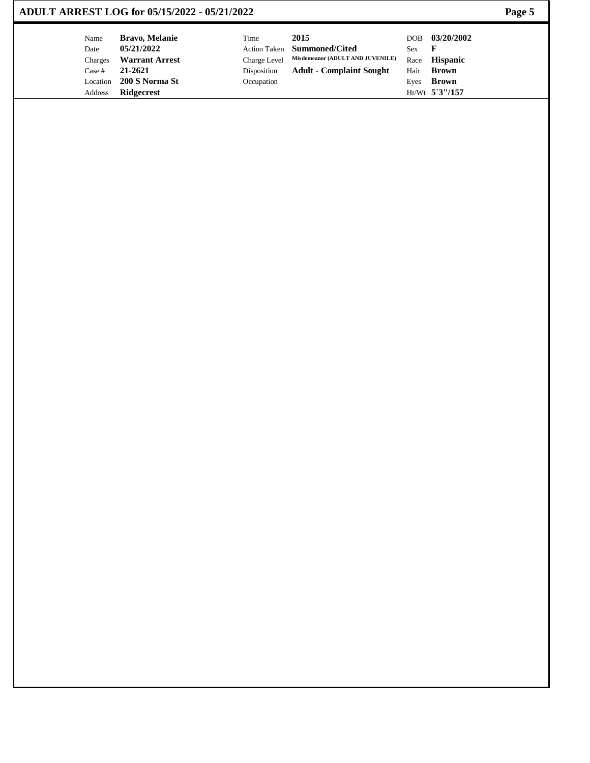# ADULT ARREST LOG for 05/15/2022 - 05/21/2022

| | | | | | |
|---|---|---|---|---|---|
| Name | **Bravo, Melanie** | Time | **2015** | DOB | **03/20/2002** |
| Date | **05/21/2022** | Action Taken | **Summoned/Cited** | Sex | **F** |
| Charges | **Warrant Arrest** | Charge Level | **Misdemeanor (ADULT AND JUVENILE)** | Race | **Hispanic** |
| Case # | **21-2621** | Disposition | **Adult - Complaint Sought** | Hair | **Brown** |
| Location | **200 S Norma St** | Occupation | | Eyes | **Brown** |
| Address | **Ridgecrest** | | | Ht/Wt | **5`3"/157** |